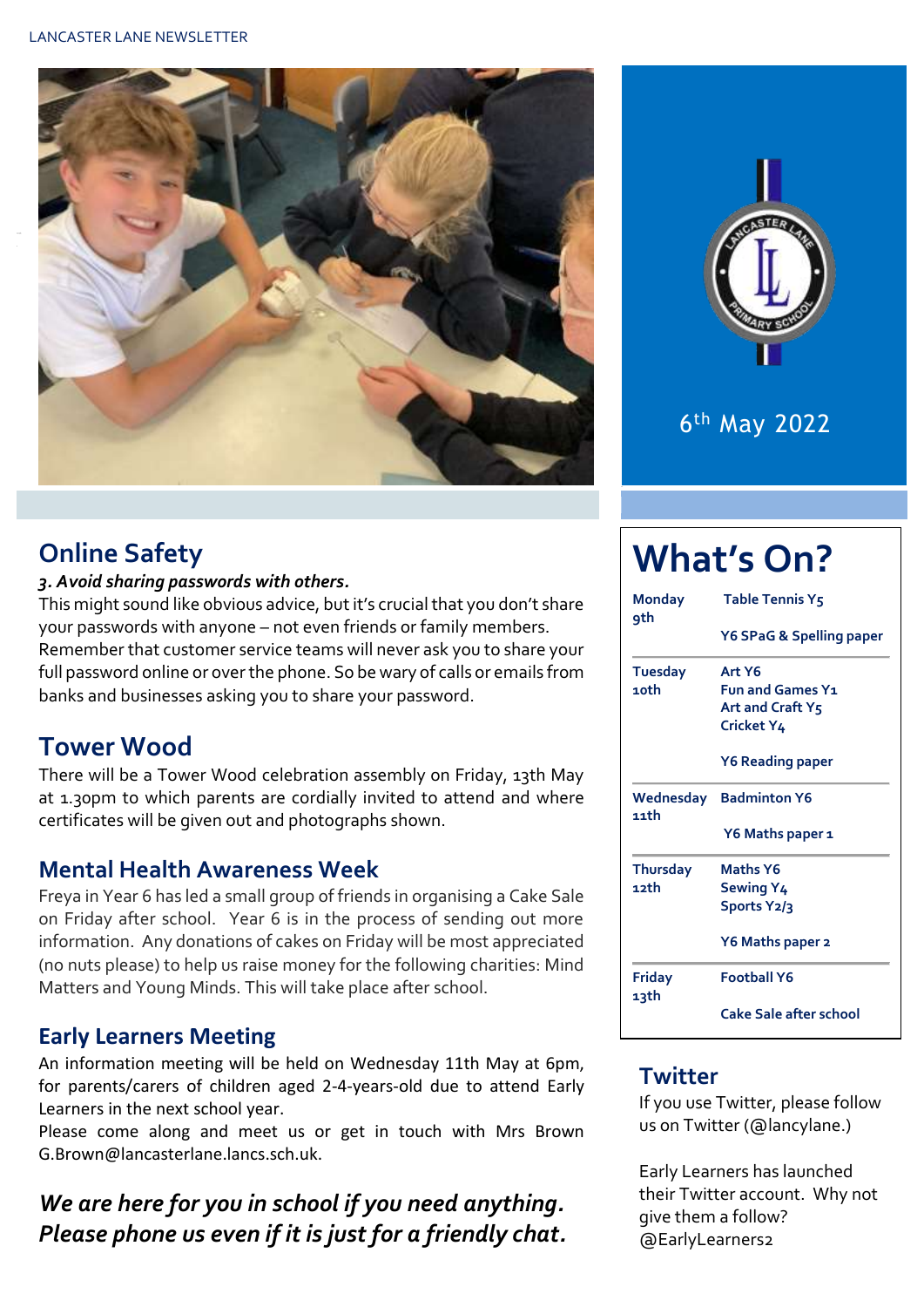6th May 2022

## Online Safety

***3. Avoid sharing passwords with others.***

This might sound like obvious advice, but it's crucial that you don't share your passwords with anyone – not even friends or family members. Remember that customer service teams will never ask you to share your full password online or over the phone. So be wary of calls or emails from banks and businesses asking you to share your password.

## Tower Wood

There will be a Tower Wood celebration assembly on Friday, 13th May at 1.30pm to which parents are cordially invited to attend and where certificates will be given out and photographs shown.

## Mental Health Awareness Week

Freya in Year 6 has led a small group of friends in organising a Cake Sale on Friday after school. Year 6 is in the process of sending out more information. Any donations of cakes on Friday will be most appreciated (no nuts please) to help us raise money for the following charities: Mind Matters and Young Minds. This will take place after school.

## Early Learners Meeting

An information meeting will be held on Wednesday 11th May at 6pm, for parents/carers of children aged 2-4-years-old due to attend Early Learners in the next school year.

Please come along and meet us or get in touch with Mrs Brown G.Brown@lancasterlane.lancs.sch.uk.

***We are here for you in school if you need anything. Please phone us even if it is just for a friendly chat.***

# What's On?

| Day | Activities |
|---|---|
| Monday 9th | **Table Tennis Y5**<br><br>**Y6 SPaG & Spelling paper** |
| Tuesday 10th | **Art Y6**<br>**Fun and Games Y1**<br>**Art and Craft Y5**<br>**Cricket Y4**<br><br>**Y6 Reading paper** |
| Wednesday 11th | **Badminton Y6**<br><br>**Y6 Maths paper 1** |
| Thursday 12th | **Maths Y6**<br>**Sewing Y4**<br>**Sports Y2/3**<br><br>**Y6 Maths paper 2** |
| Friday 13th | **Football Y6**<br><br>**Cake Sale after school** |

## Twitter

If you use Twitter, please follow us on Twitter (@lancylane.)

Early Learners has launched their Twitter account. Why not give them a follow? @EarlyLearners2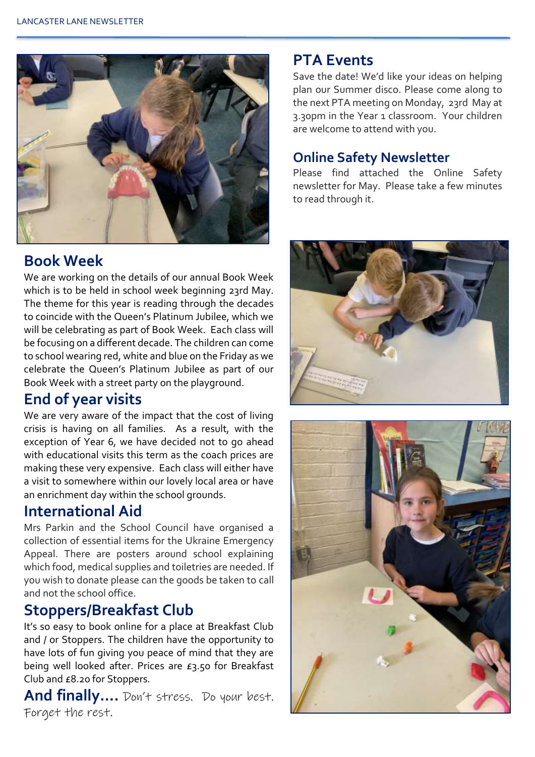## PTA Events

Save the date! We'd like your ideas on helping plan our Summer disco. Please come along to the next PTA meeting on Monday, 23rd May at 3.30pm in the Year 1 classroom. Your children are welcome to attend with you.

## Online Safety Newsletter

Please find attached the Online Safety newsletter for May. Please take a few minutes to read through it.

## Book Week

We are working on the details of our annual Book Week which is to be held in school week beginning 23rd May. The theme for this year is reading through the decades to coincide with the Queen's Platinum Jubilee, which we will be celebrating as part of Book Week. Each class will be focusing on a different decade. The children can come to school wearing red, white and blue on the Friday as we celebrate the Queen's Platinum Jubilee as part of our Book Week with a street party on the playground.

## End of year visits

We are very aware of the impact that the cost of living crisis is having on all families. As a result, with the exception of Year 6, we have decided not to go ahead with educational visits this term as the coach prices are making these very expensive. Each class will either have a visit to somewhere within our lovely local area or have an enrichment day within the school grounds.

## International Aid

Mrs Parkin and the School Council have organised a collection of essential items for the Ukraine Emergency Appeal. There are posters around school explaining which food, medical supplies and toiletries are needed. If you wish to donate please can the goods be taken to call and not the school office.

## Stoppers/Breakfast Club

It's so easy to book online for a place at Breakfast Club and / or Stoppers. The children have the opportunity to have lots of fun giving you peace of mind that they are being well looked after. Prices are £3.50 for Breakfast Club and £8.20 for Stoppers.

**And finally....** Don't stress. Do your best. Forget the rest.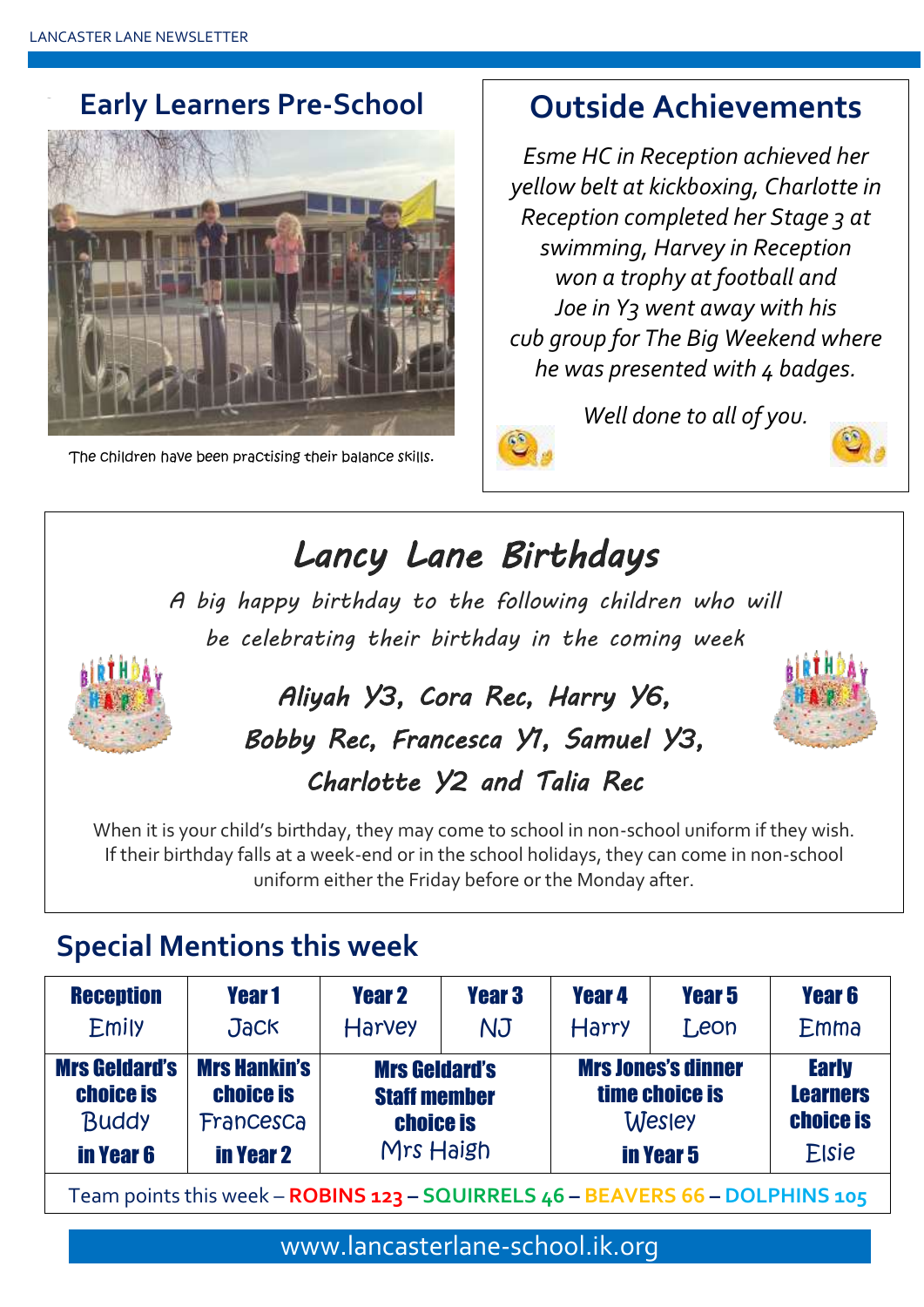## Early Learners Pre-School

The children have been practising their balance skills.

## Outside Achievements

*Esme HC in Reception achieved her yellow belt at kickboxing, Charlotte in Reception completed her Stage 3 at swimming, Harvey in Reception won a trophy at football and Joe in Y3 went away with his cub group for The Big Weekend where he was presented with 4 badges.*

*Well done to all of you.*

## *Lancy Lane Birthdays*

*A big happy birthday to the following children who will be celebrating their birthday in the coming week*

***Aliyah Y3, Cora Rec, Harry Y6, Bobby Rec, Francesca Y1, Samuel Y3, Charlotte Y2 and Talia Rec***

When it is your child's birthday, they may come to school in non-school uniform if they wish. If their birthday falls at a week-end or in the school holidays, they can come in non-school uniform either the Friday before or the Monday after.

## Special Mentions this week

| **Reception** Emily | **Year 1** Jack | **Year 2** Harvey | **Year 3** NJ | **Year 4** Harry | **Year 5** Leon | **Year 6** Emma |
|---|---|---|---|---|---|---|
| **Mrs Geldard's choice is** Buddy **in Year 6** | **Mrs Hankin's choice is** Francesca **in Year 2** | **Mrs Geldard's Staff member choice is** Mrs Haigh | | **Mrs Jones's dinner time choice is** Wesley **in Year 5** | | **Early Learners choice is** Elsie |

Team points this week – **ROBINS 123** – **SQUIRRELS 46** – **BEAVERS 66** – **DOLPHINS 105**

www.lancasterlane-school.ik.org